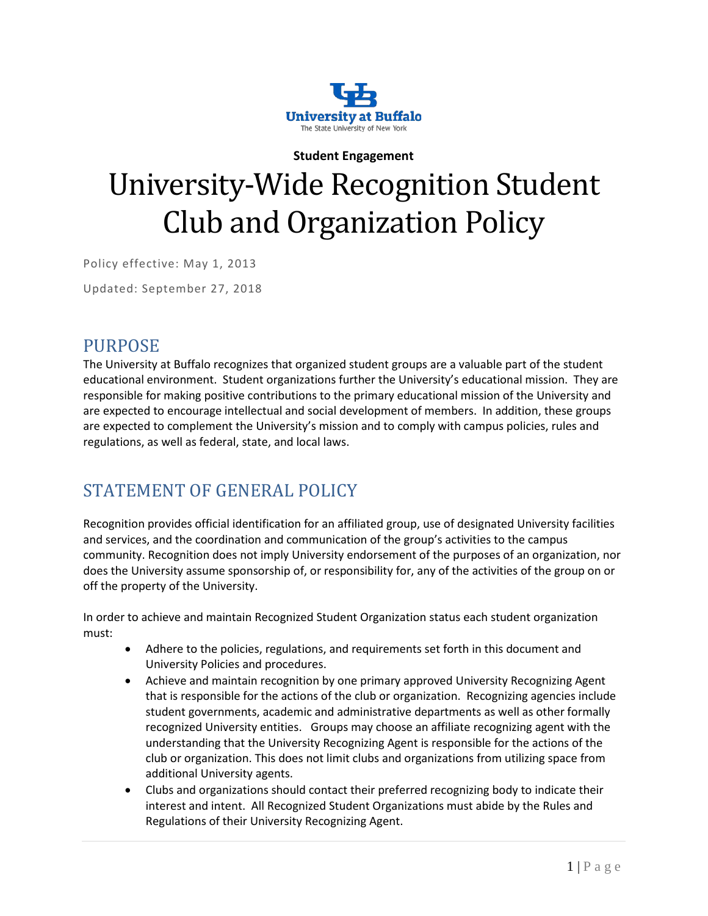University at Buffalo
The State University of New York

**Student Engagement**

# University-Wide Recognition Student Club and Organization Policy

Policy effective: May 1, 2013

Updated: September 27, 2018

## PURPOSE

The University at Buffalo recognizes that organized student groups are a valuable part of the student educational environment. Student organizations further the University's educational mission. They are responsible for making positive contributions to the primary educational mission of the University and are expected to encourage intellectual and social development of members. In addition, these groups are expected to complement the University's mission and to comply with campus policies, rules and regulations, as well as federal, state, and local laws.

## STATEMENT OF GENERAL POLICY

Recognition provides official identification for an affiliated group, use of designated University facilities and services, and the coordination and communication of the group's activities to the campus community. Recognition does not imply University endorsement of the purposes of an organization, nor does the University assume sponsorship of, or responsibility for, any of the activities of the group on or off the property of the University.

In order to achieve and maintain Recognized Student Organization status each student organization must:

- Adhere to the policies, regulations, and requirements set forth in this document and University Policies and procedures.
- Achieve and maintain recognition by one primary approved University Recognizing Agent that is responsible for the actions of the club or organization. Recognizing agencies include student governments, academic and administrative departments as well as other formally recognized University entities. Groups may choose an affiliate recognizing agent with the understanding that the University Recognizing Agent is responsible for the actions of the club or organization. This does not limit clubs and organizations from utilizing space from additional University agents.
- Clubs and organizations should contact their preferred recognizing body to indicate their interest and intent. All Recognized Student Organizations must abide by the Rules and Regulations of their University Recognizing Agent.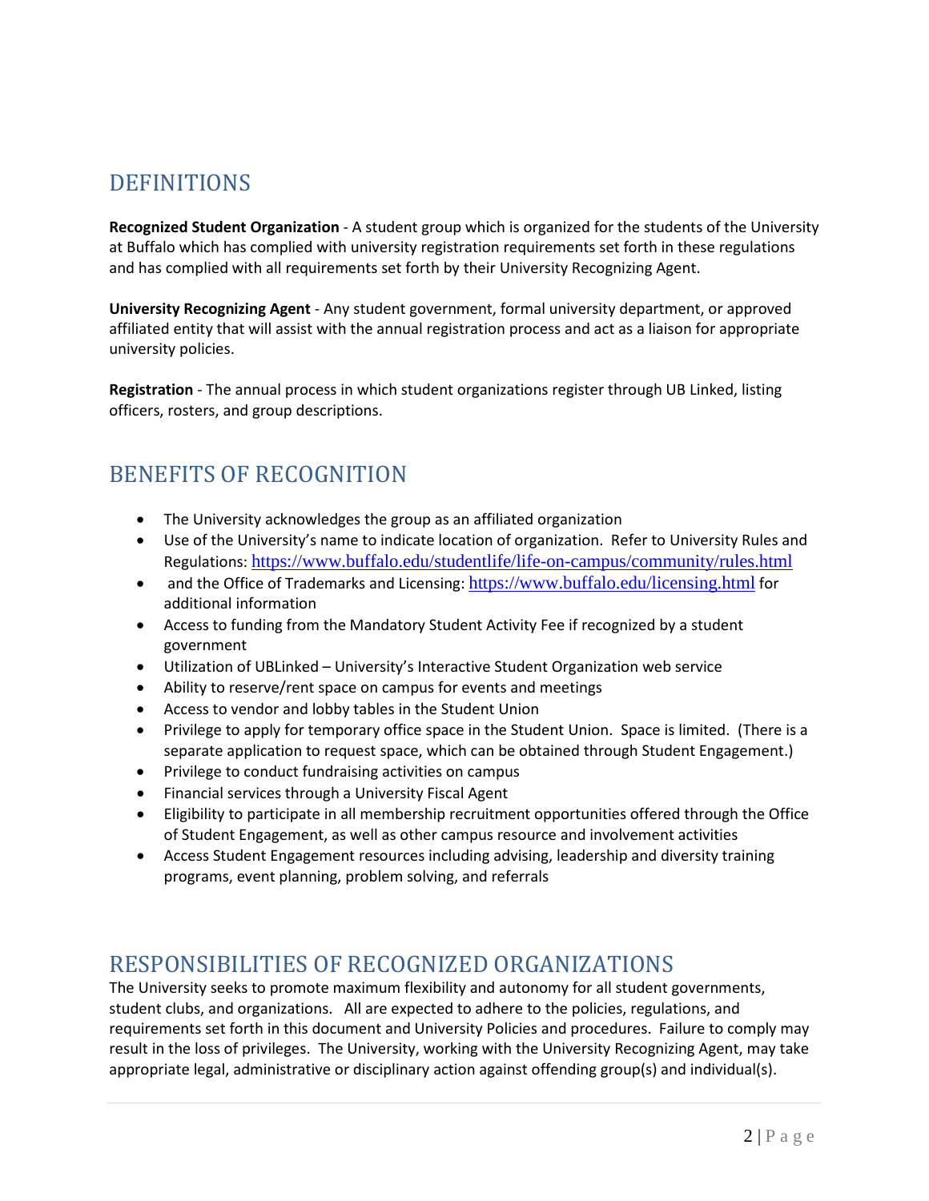## DEFINITIONS

**Recognized Student Organization** - A student group which is organized for the students of the University at Buffalo which has complied with university registration requirements set forth in these regulations and has complied with all requirements set forth by their University Recognizing Agent.

**University Recognizing Agent** - Any student government, formal university department, or approved affiliated entity that will assist with the annual registration process and act as a liaison for appropriate university policies.

**Registration** - The annual process in which student organizations register through UB Linked, listing officers, rosters, and group descriptions.

## BENEFITS OF RECOGNITION

- The University acknowledges the group as an affiliated organization
- Use of the University's name to indicate location of organization. Refer to University Rules and Regulations: https://www.buffalo.edu/studentlife/life-on-campus/community/rules.html
- and the Office of Trademarks and Licensing: https://www.buffalo.edu/licensing.html for additional information
- Access to funding from the Mandatory Student Activity Fee if recognized by a student government
- Utilization of UBLinked – University's Interactive Student Organization web service
- Ability to reserve/rent space on campus for events and meetings
- Access to vendor and lobby tables in the Student Union
- Privilege to apply for temporary office space in the Student Union. Space is limited. (There is a separate application to request space, which can be obtained through Student Engagement.)
- Privilege to conduct fundraising activities on campus
- Financial services through a University Fiscal Agent
- Eligibility to participate in all membership recruitment opportunities offered through the Office of Student Engagement, as well as other campus resource and involvement activities
- Access Student Engagement resources including advising, leadership and diversity training programs, event planning, problem solving, and referrals

## RESPONSIBILITIES OF RECOGNIZED ORGANIZATIONS

The University seeks to promote maximum flexibility and autonomy for all student governments, student clubs, and organizations. All are expected to adhere to the policies, regulations, and requirements set forth in this document and University Policies and procedures. Failure to comply may result in the loss of privileges. The University, working with the University Recognizing Agent, may take appropriate legal, administrative or disciplinary action against offending group(s) and individual(s).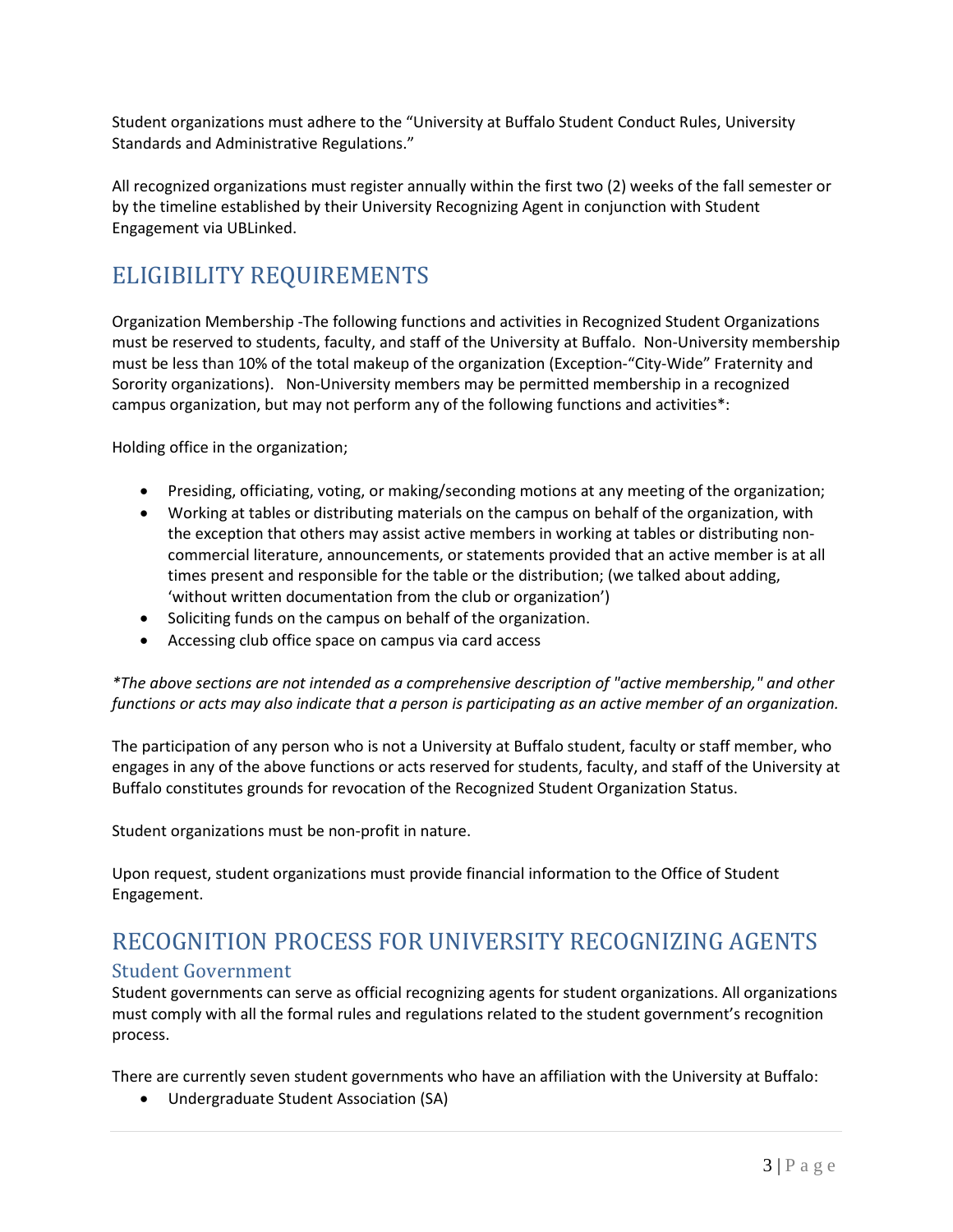Student organizations must adhere to the "University at Buffalo Student Conduct Rules, University Standards and Administrative Regulations."

All recognized organizations must register annually within the first two (2) weeks of the fall semester or by the timeline established by their University Recognizing Agent in conjunction with Student Engagement via UBLinked.

# ELIGIBILITY REQUIREMENTS

Organization Membership -The following functions and activities in Recognized Student Organizations must be reserved to students, faculty, and staff of the University at Buffalo. Non-University membership must be less than 10% of the total makeup of the organization (Exception-"City-Wide" Fraternity and Sorority organizations). Non-University members may be permitted membership in a recognized campus organization, but may not perform any of the following functions and activities*:

Holding office in the organization;

- Presiding, officiating, voting, or making/seconding motions at any meeting of the organization;
- Working at tables or distributing materials on the campus on behalf of the organization, with the exception that others may assist active members in working at tables or distributing non-commercial literature, announcements, or statements provided that an active member is at all times present and responsible for the table or the distribution; (we talked about adding, 'without written documentation from the club or organization')
- Soliciting funds on the campus on behalf of the organization.
- Accessing club office space on campus via card access

*\*The above sections are not intended as a comprehensive description of "active membership," and other functions or acts may also indicate that a person is participating as an active member of an organization.*

The participation of any person who is not a University at Buffalo student, faculty or staff member, who engages in any of the above functions or acts reserved for students, faculty, and staff of the University at Buffalo constitutes grounds for revocation of the Recognized Student Organization Status.

Student organizations must be non-profit in nature.

Upon request, student organizations must provide financial information to the Office of Student Engagement.

# RECOGNITION PROCESS FOR UNIVERSITY RECOGNIZING AGENTS

## Student Government

Student governments can serve as official recognizing agents for student organizations. All organizations must comply with all the formal rules and regulations related to the student government's recognition process.

There are currently seven student governments who have an affiliation with the University at Buffalo:

- Undergraduate Student Association (SA)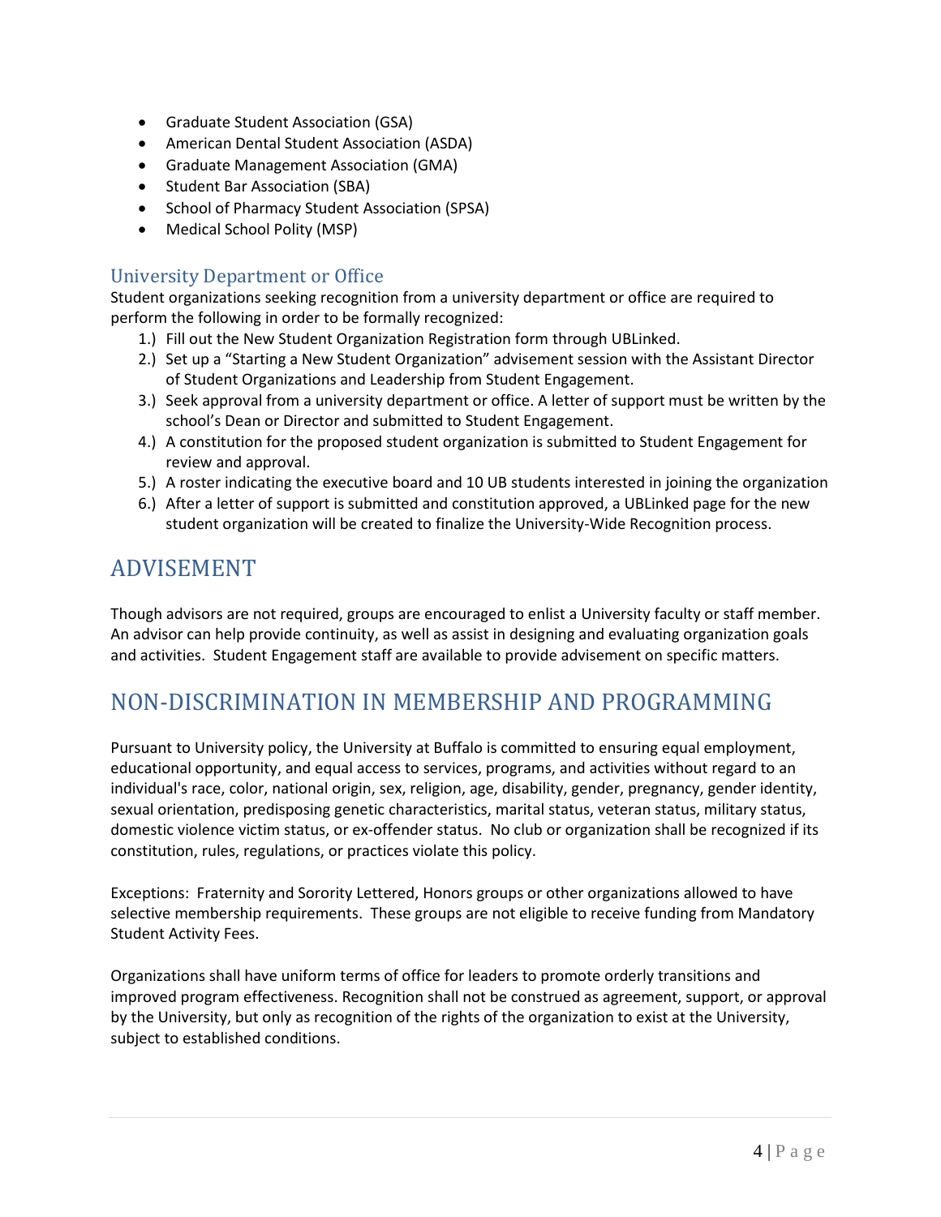- Graduate Student Association (GSA)
- American Dental Student Association (ASDA)
- Graduate Management Association (GMA)
- Student Bar Association (SBA)
- School of Pharmacy Student Association (SPSA)
- Medical School Polity (MSP)

### University Department or Office

Student organizations seeking recognition from a university department or office are required to perform the following in order to be formally recognized:

1.) Fill out the New Student Organization Registration form through UBLinked.
2.) Set up a "Starting a New Student Organization" advisement session with the Assistant Director of Student Organizations and Leadership from Student Engagement.
3.) Seek approval from a university department or office. A letter of support must be written by the school's Dean or Director and submitted to Student Engagement.
4.) A constitution for the proposed student organization is submitted to Student Engagement for review and approval.
5.) A roster indicating the executive board and 10 UB students interested in joining the organization
6.) After a letter of support is submitted and constitution approved, a UBLinked page for the new student organization will be created to finalize the University-Wide Recognition process.

## ADVISEMENT

Though advisors are not required, groups are encouraged to enlist a University faculty or staff member. An advisor can help provide continuity, as well as assist in designing and evaluating organization goals and activities. Student Engagement staff are available to provide advisement on specific matters.

## NON-DISCRIMINATION IN MEMBERSHIP AND PROGRAMMING

Pursuant to University policy, the University at Buffalo is committed to ensuring equal employment, educational opportunity, and equal access to services, programs, and activities without regard to an individual's race, color, national origin, sex, religion, age, disability, gender, pregnancy, gender identity, sexual orientation, predisposing genetic characteristics, marital status, veteran status, military status, domestic violence victim status, or ex-offender status. No club or organization shall be recognized if its constitution, rules, regulations, or practices violate this policy.

Exceptions: Fraternity and Sorority Lettered, Honors groups or other organizations allowed to have selective membership requirements. These groups are not eligible to receive funding from Mandatory Student Activity Fees.

Organizations shall have uniform terms of office for leaders to promote orderly transitions and improved program effectiveness. Recognition shall not be construed as agreement, support, or approval by the University, but only as recognition of the rights of the organization to exist at the University, subject to established conditions.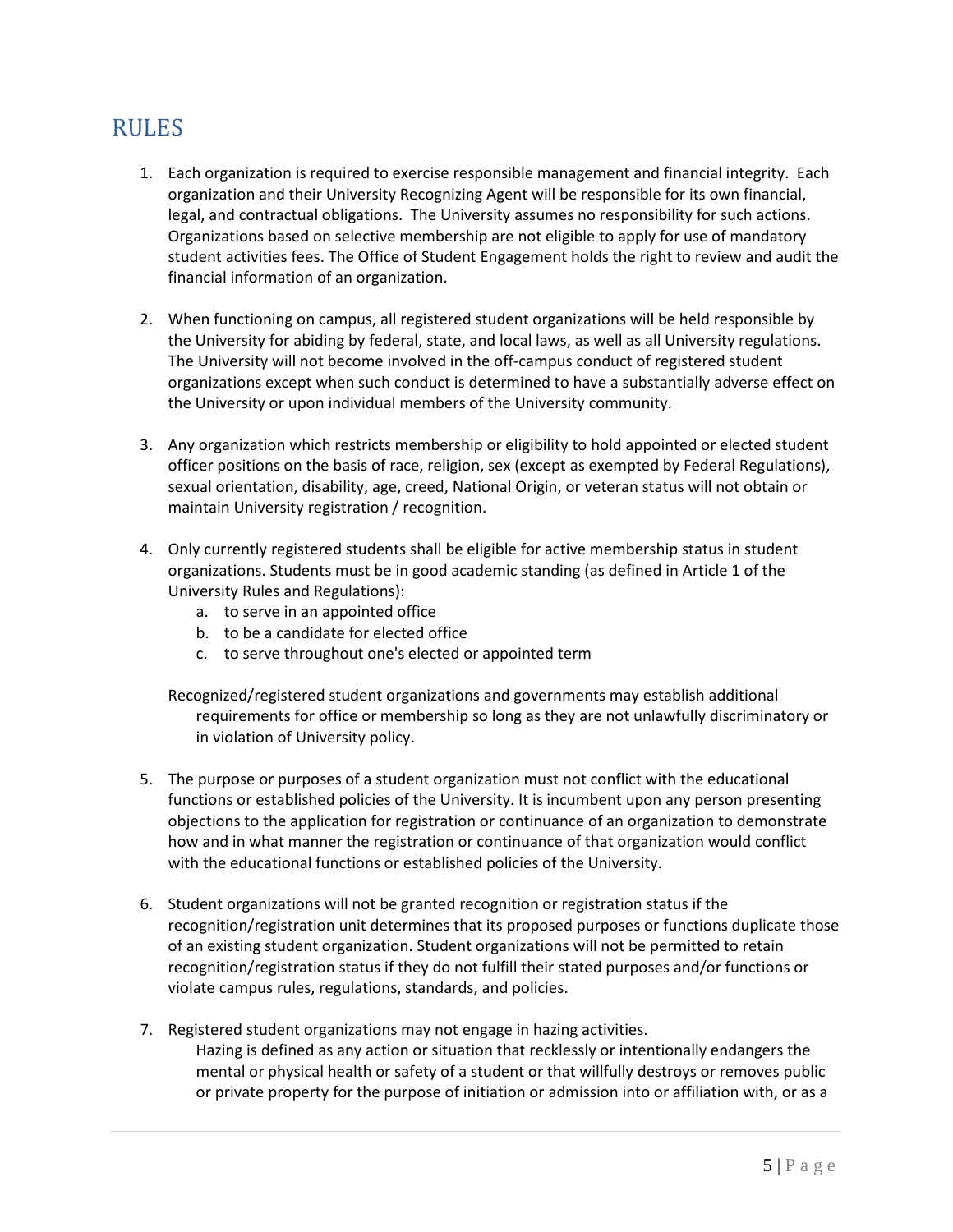## RULES

1. Each organization is required to exercise responsible management and financial integrity. Each organization and their University Recognizing Agent will be responsible for its own financial, legal, and contractual obligations. The University assumes no responsibility for such actions. Organizations based on selective membership are not eligible to apply for use of mandatory student activities fees. The Office of Student Engagement holds the right to review and audit the financial information of an organization.

2. When functioning on campus, all registered student organizations will be held responsible by the University for abiding by federal, state, and local laws, as well as all University regulations. The University will not become involved in the off-campus conduct of registered student organizations except when such conduct is determined to have a substantially adverse effect on the University or upon individual members of the University community.

3. Any organization which restricts membership or eligibility to hold appointed or elected student officer positions on the basis of race, religion, sex (except as exempted by Federal Regulations), sexual orientation, disability, age, creed, National Origin, or veteran status will not obtain or maintain University registration / recognition.

4. Only currently registered students shall be eligible for active membership status in student organizations. Students must be in good academic standing (as defined in Article 1 of the University Rules and Regulations):
   a. to serve in an appointed office
   b. to be a candidate for elected office
   c. to serve throughout one's elected or appointed term

   Recognized/registered student organizations and governments may establish additional requirements for office or membership so long as they are not unlawfully discriminatory or in violation of University policy.

5. The purpose or purposes of a student organization must not conflict with the educational functions or established policies of the University. It is incumbent upon any person presenting objections to the application for registration or continuance of an organization to demonstrate how and in what manner the registration or continuance of that organization would conflict with the educational functions or established policies of the University.

6. Student organizations will not be granted recognition or registration status if the recognition/registration unit determines that its proposed purposes or functions duplicate those of an existing student organization. Student organizations will not be permitted to retain recognition/registration status if they do not fulfill their stated purposes and/or functions or violate campus rules, regulations, standards, and policies.

7. Registered student organizations may not engage in hazing activities.
   Hazing is defined as any action or situation that recklessly or intentionally endangers the mental or physical health or safety of a student or that willfully destroys or removes public or private property for the purpose of initiation or admission into or affiliation with, or as a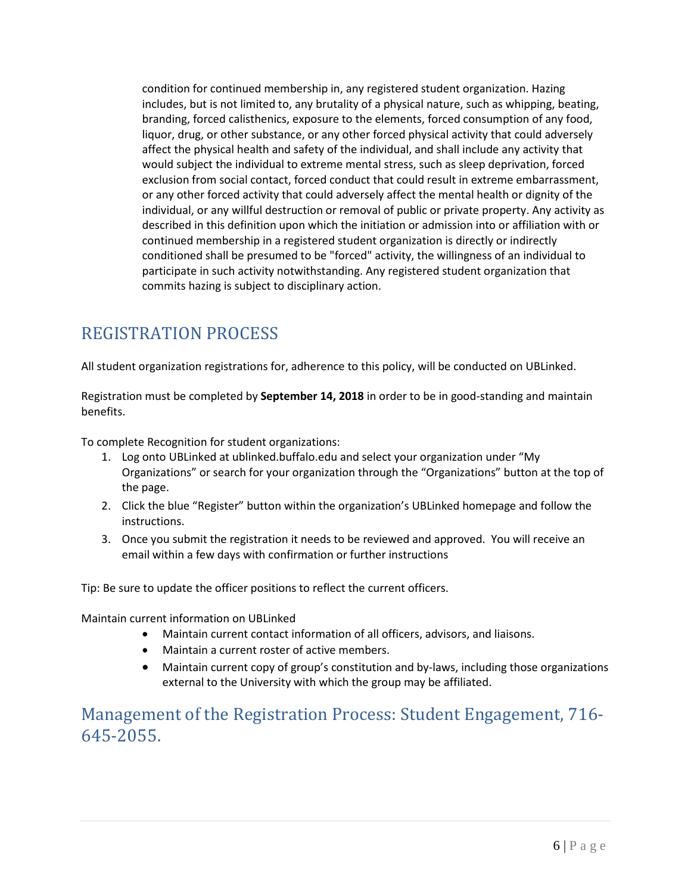condition for continued membership in, any registered student organization. Hazing includes, but is not limited to, any brutality of a physical nature, such as whipping, beating, branding, forced calisthenics, exposure to the elements, forced consumption of any food, liquor, drug, or other substance, or any other forced physical activity that could adversely affect the physical health and safety of the individual, and shall include any activity that would subject the individual to extreme mental stress, such as sleep deprivation, forced exclusion from social contact, forced conduct that could result in extreme embarrassment, or any other forced activity that could adversely affect the mental health or dignity of the individual, or any willful destruction or removal of public or private property. Any activity as described in this definition upon which the initiation or admission into or affiliation with or continued membership in a registered student organization is directly or indirectly conditioned shall be presumed to be "forced" activity, the willingness of an individual to participate in such activity notwithstanding. Any registered student organization that commits hazing is subject to disciplinary action.

# REGISTRATION PROCESS

All student organization registrations for, adherence to this policy, will be conducted on UBLinked.

Registration must be completed by **September 14, 2018** in order to be in good-standing and maintain benefits.

To complete Recognition for student organizations:

1. Log onto UBLinked at ublinked.buffalo.edu and select your organization under "My Organizations" or search for your organization through the "Organizations" button at the top of the page.
2. Click the blue "Register" button within the organization's UBLinked homepage and follow the instructions.
3. Once you submit the registration it needs to be reviewed and approved. You will receive an email within a few days with confirmation or further instructions

Tip: Be sure to update the officer positions to reflect the current officers.

Maintain current information on UBLinked

- Maintain current contact information of all officers, advisors, and liaisons.
- Maintain a current roster of active members.
- Maintain current copy of group's constitution and by-laws, including those organizations external to the University with which the group may be affiliated.

## Management of the Registration Process: Student Engagement, 716-645-2055.